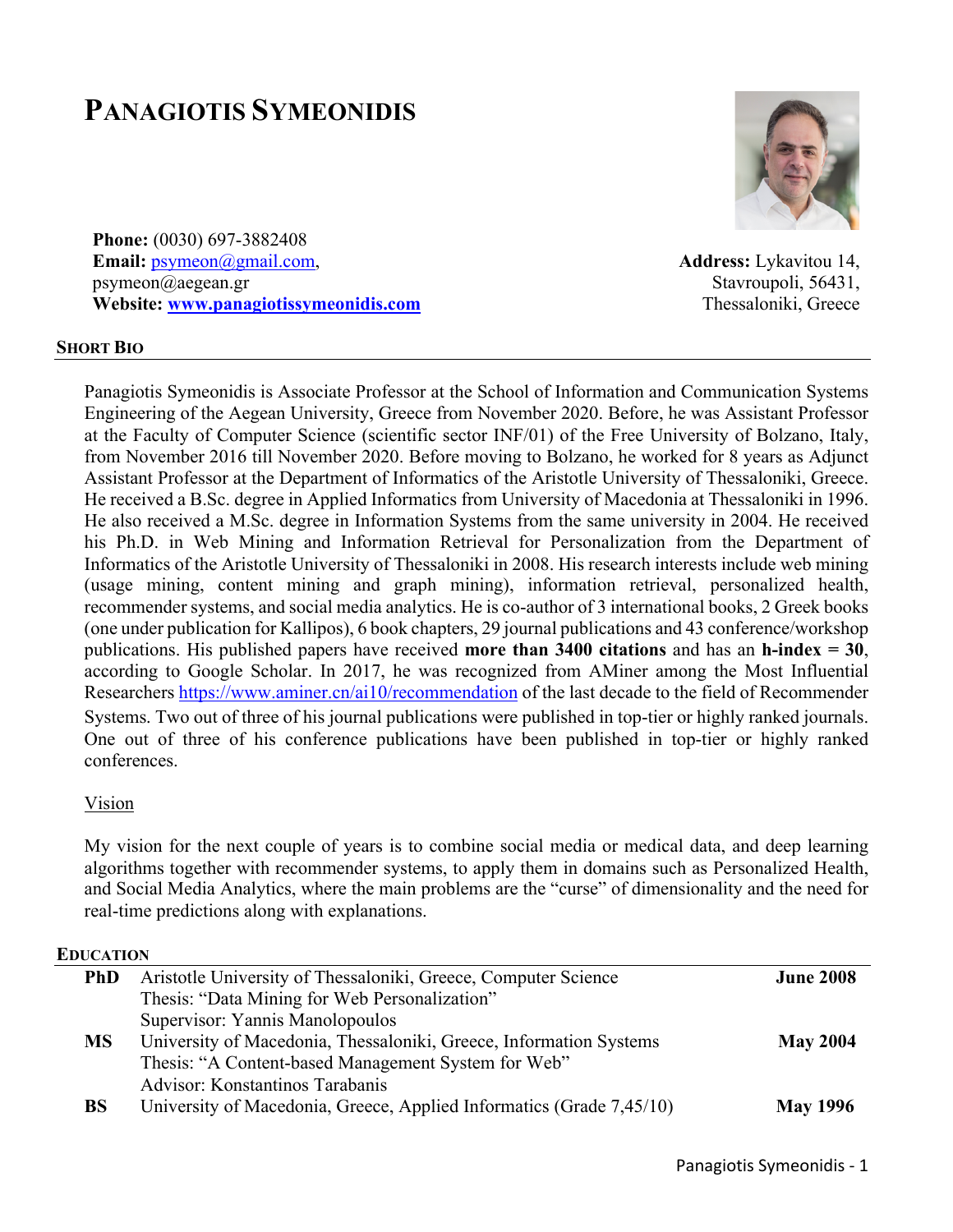# Panagiotis Symeonidis

**Phone:** (0030) 697-3882408
**Email:** psymeon@gmail.com, psymeon@aegean.gr
**Website:** www.panagiotissymeonidis.com

**Address:** Lykavitou 14, Stavroupoli, 56431, Thessaloniki, Greece

## Short Bio

Panagiotis Symeonidis is Associate Professor at the School of Information and Communication Systems Engineering of the Aegean University, Greece from November 2020. Before, he was Assistant Professor at the Faculty of Computer Science (scientific sector INF/01) of the Free University of Bolzano, Italy, from November 2016 till November 2020. Before moving to Bolzano, he worked for 8 years as Adjunct Assistant Professor at the Department of Informatics of the Aristotle University of Thessaloniki, Greece. He received a B.Sc. degree in Applied Informatics from University of Macedonia at Thessaloniki in 1996. He also received a M.Sc. degree in Information Systems from the same university in 2004. He received his Ph.D. in Web Mining and Information Retrieval for Personalization from the Department of Informatics of the Aristotle University of Thessaloniki in 2008. His research interests include web mining (usage mining, content mining and graph mining), information retrieval, personalized health, recommender systems, and social media analytics. He is co-author of 3 international books, 2 Greek books (one under publication for Kallipos), 6 book chapters, 29 journal publications and 43 conference/workshop publications. His published papers have received **more than 3400 citations** and has an **h-index = 30**, according to Google Scholar. In 2017, he was recognized from AMiner among the Most Influential Researchers https://www.aminer.cn/ai10/recommendation of the last decade to the field of Recommender Systems. Two out of three of his journal publications were published in top-tier or highly ranked journals. One out of three of his conference publications have been published in top-tier or highly ranked conferences.

### Vision

My vision for the next couple of years is to combine social media or medical data, and deep learning algorithms together with recommender systems, to apply them in domains such as Personalized Health, and Social Media Analytics, where the main problems are the "curse" of dimensionality and the need for real-time predictions along with explanations.

## Education

| | | |
|---|---|---|
| **PhD** | Aristotle University of Thessaloniki, Greece, Computer Science<br>Thesis: "Data Mining for Web Personalization"<br>Supervisor: Yannis Manolopoulos | **June 2008** |
| **MS** | University of Macedonia, Thessaloniki, Greece, Information Systems<br>Thesis: "A Content-based Management System for Web"<br>Advisor: Konstantinos Tarabanis | **May 2004** |
| **BS** | University of Macedonia, Greece, Applied Informatics (Grade 7,45/10) | **May 1996** |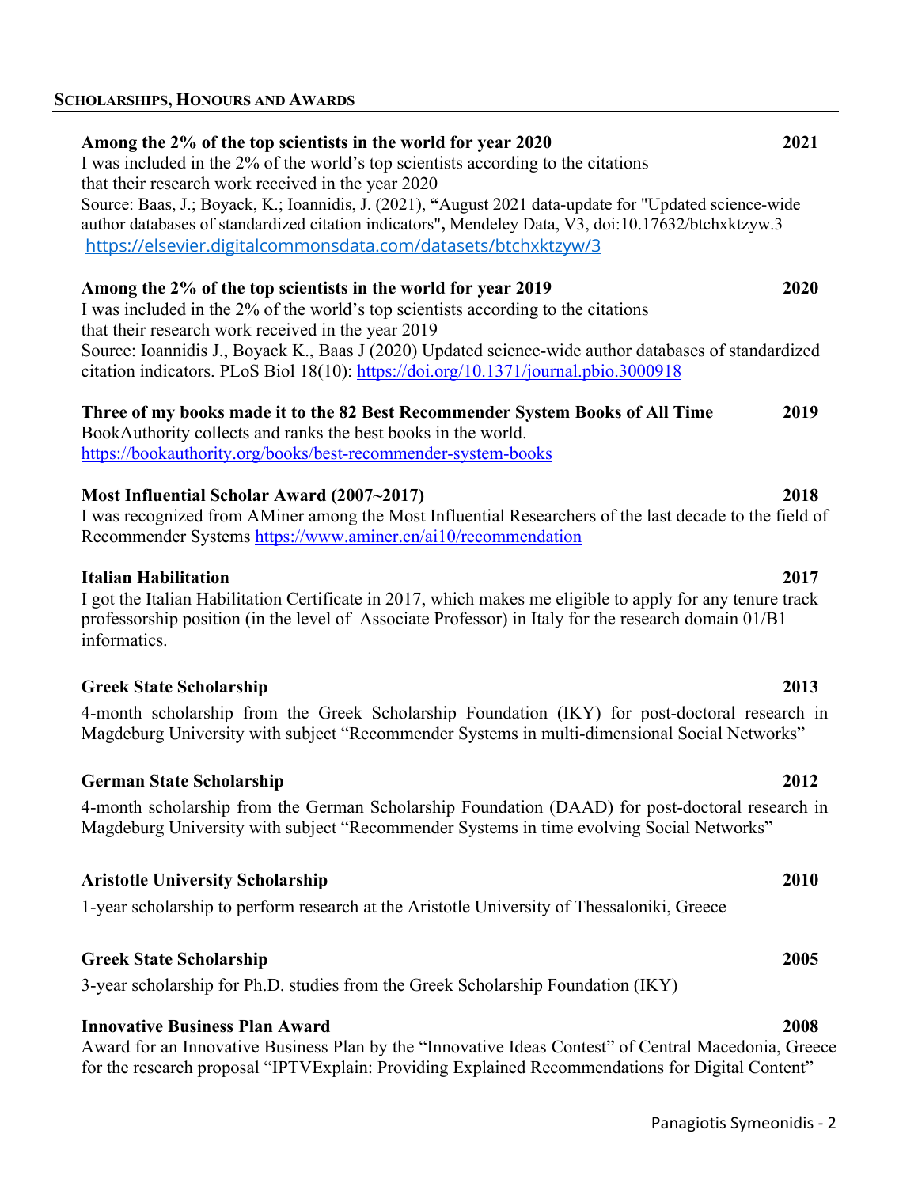## SCHOLARSHIPS, HONOURS AND AWARDS

**Among the 2% of the top scientists in the world for year 2020** **2021**

I was included in the 2% of the world's top scientists according to the citations that their research work received in the year 2020

Source: Baas, J.; Boyack, K.; Ioannidis, J. (2021), **"**August 2021 data-update for "Updated science-wide author databases of standardized citation indicators"**,** Mendeley Data, V3, doi:10.17632/btchxktzyw.3
https://elsevier.digitalcommonsdata.com/datasets/btchxktzyw/3

**Among the 2% of the top scientists in the world for year 2019** **2020**

I was included in the 2% of the world's top scientists according to the citations that their research work received in the year 2019

Source: Ioannidis J., Boyack K., Baas J (2020) Updated science-wide author databases of standardized citation indicators. PLoS Biol 18(10): https://doi.org/10.1371/journal.pbio.3000918

**Three of my books made it to the 82 Best Recommender System Books of All Time** **2019**

BookAuthority collects and ranks the best books in the world.
https://bookauthority.org/books/best-recommender-system-books

**Most Influential Scholar Award (2007~2017)** **2018**

I was recognized from AMiner among the Most Influential Researchers of the last decade to the field of Recommender Systems https://www.aminer.cn/ai10/recommendation

**Italian Habilitation** **2017**

I got the Italian Habilitation Certificate in 2017, which makes me eligible to apply for any tenure track professorship position (in the level of Associate Professor) in Italy for the research domain 01/B1 informatics.

**Greek State Scholarship** **2013**

4-month scholarship from the Greek Scholarship Foundation (IKY) for post-doctoral research in Magdeburg University with subject "Recommender Systems in multi-dimensional Social Networks"

**German State Scholarship** **2012**

4-month scholarship from the German Scholarship Foundation (DAAD) for post-doctoral research in Magdeburg University with subject "Recommender Systems in time evolving Social Networks"

**Aristotle University Scholarship** **2010**

1-year scholarship to perform research at the Aristotle University of Thessaloniki, Greece

**Greek State Scholarship** **2005**

3-year scholarship for Ph.D. studies from the Greek Scholarship Foundation (IKY)

**Innovative Business Plan Award** **2008**

Award for an Innovative Business Plan by the "Innovative Ideas Contest" of Central Macedonia, Greece for the research proposal "IPTVExplain: Providing Explained Recommendations for Digital Content"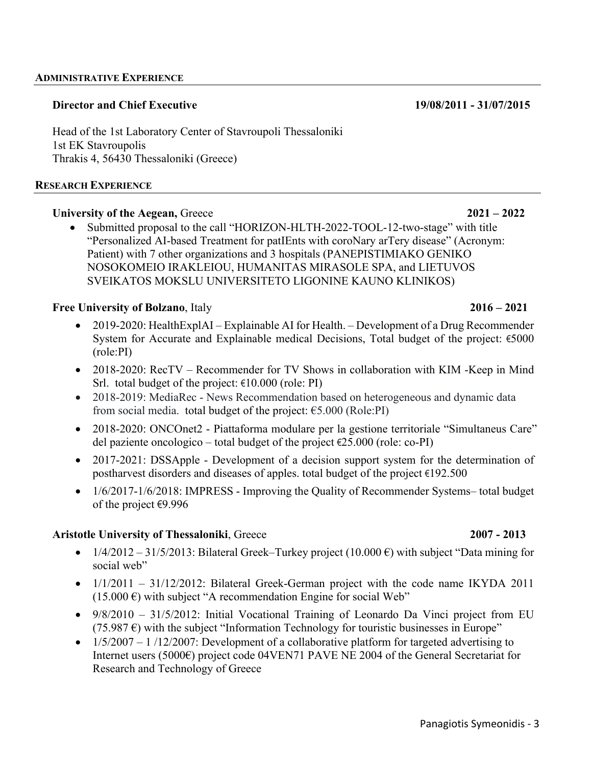## ADMINISTRATIVE EXPERIENCE

**Director and Chief Executive** **19/08/2011 - 31/07/2015**

Head of the 1st Laboratory Center of Stavroupoli Thessaloniki
1st EK Stavroupolis
Thrakis 4, 56430 Thessaloniki (Greece)

## RESEARCH EXPERIENCE

**University of the Aegean,** Greece **2021 – 2022**

- Submitted proposal to the call "HORIZON-HLTH-2022-TOOL-12-two-stage" with title "Personalized AI-based Treatment for patIEnts with coroNary arTery disease" (Acronym: Patient) with 7 other organizations and 3 hospitals (PANEPISTIMIAKO GENIKO NOSOKOMEIO IRAKLEIOU, HUMANITAS MIRASOLE SPA, and LIETUVOS SVEIKATOS MOKSLU UNIVERSITETO LIGONINE KAUNO KLINIKOS)

**Free University of Bolzano**, Italy **2016 – 2021**

- 2019-2020: HealthExplAI – Explainable AI for Health. – Development of a Drug Recommender System for Accurate and Explainable medical Decisions, Total budget of the project: €5000 (role:PI)
- 2018-2020: RecTV – Recommender for TV Shows in collaboration with KIM -Keep in Mind Srl. total budget of the project: €10.000 (role: PI)
- 2018-2019: MediaRec - News Recommendation based on heterogeneous and dynamic data from social media. total budget of the project: €5.000 (Role:PI)
- 2018-2020: ONCOnet2 - Piattaforma modulare per la gestione territoriale "Simultaneus Care" del paziente oncologico – total budget of the project €25.000 (role: co-PI)
- 2017-2021: DSSApple - Development of a decision support system for the determination of postharvest disorders and diseases of apples. total budget of the project €192.500
- 1/6/2017-1/6/2018: IMPRESS - Improving the Quality of Recommender Systems– total budget of the project €9.996

**Aristotle University of Thessaloniki**, Greece **2007 - 2013**

- 1/4/2012 – 31/5/2013: Bilateral Greek–Turkey project (10.000 €) with subject "Data mining for social web"
- 1/1/2011 – 31/12/2012: Bilateral Greek-German project with the code name IKYDA 2011 (15.000 €) with subject "A recommendation Engine for social Web"
- 9/8/2010 – 31/5/2012: Initial Vocational Training of Leonardo Da Vinci project from EU (75.987 €) with the subject "Information Technology for touristic businesses in Europe"
- 1/5/2007 – 1 /12/2007: Development of a collaborative platform for targeted advertising to Internet users (5000€) project code 04VEN71 PAVE NE 2004 of the General Secretariat for Research and Technology of Greece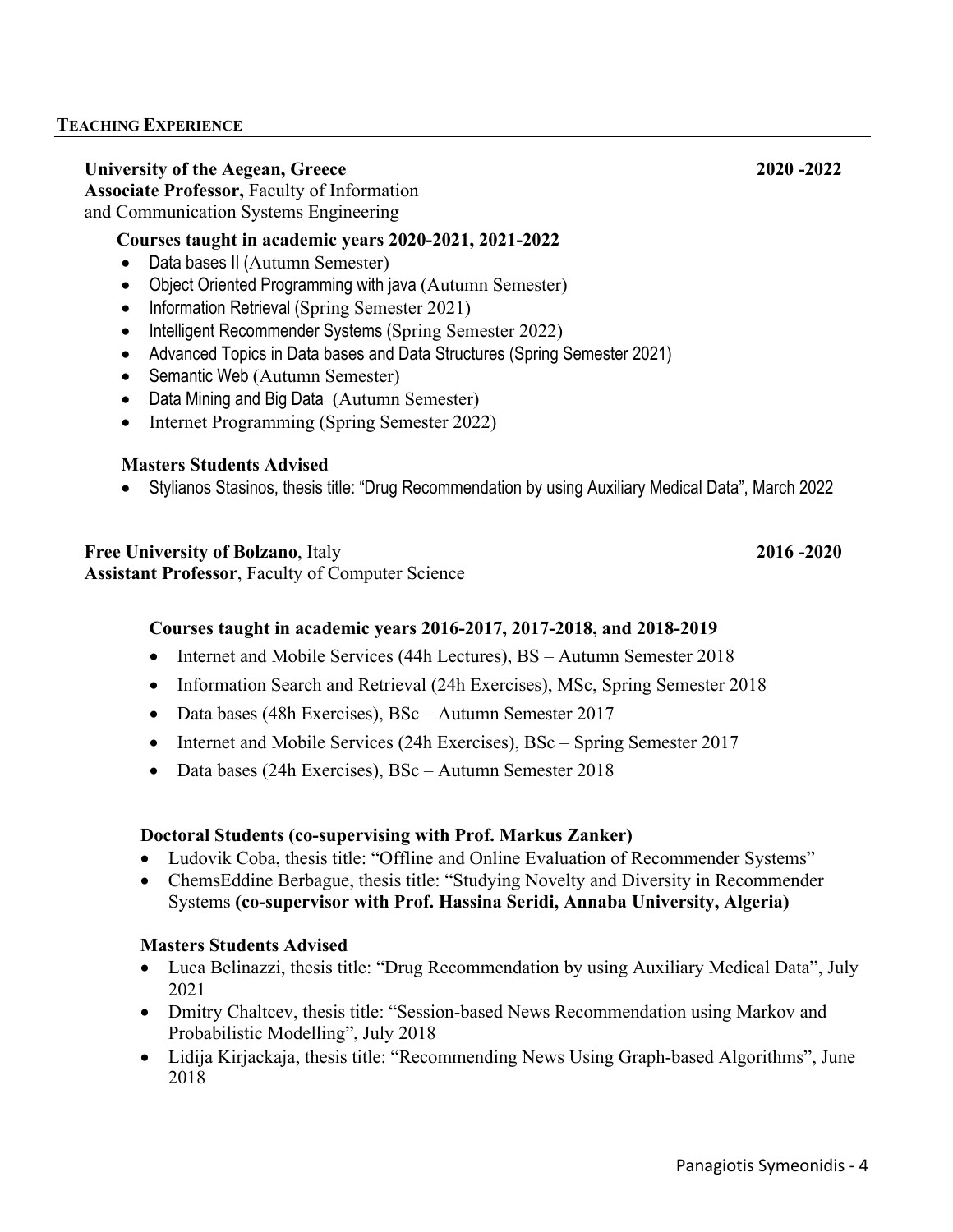## TEACHING EXPERIENCE

**University of the Aegean, Greece** **2020 -2022**
**Associate Professor,** Faculty of Information and Communication Systems Engineering

**Courses taught in academic years 2020-2021, 2021-2022**

- Data bases II (Autumn Semester)
- Object Oriented Programming with java (Autumn Semester)
- Information Retrieval (Spring Semester 2021)
- Intelligent Recommender Systems (Spring Semester 2022)
- Advanced Topics in Data bases and Data Structures (Spring Semester 2021)
- Semantic Web (Autumn Semester)
- Data Mining and Big Data (Autumn Semester)
- Internet Programming (Spring Semester 2022)

**Masters Students Advised**

- Stylianos Stasinos, thesis title: "Drug Recommendation by using Auxiliary Medical Data", March 2022

**Free University of Bolzano**, Italy **2016 -2020**
**Assistant Professor**, Faculty of Computer Science

**Courses taught in academic years 2016-2017, 2017-2018, and 2018-2019**

- Internet and Mobile Services (44h Lectures), BS – Autumn Semester 2018
- Information Search and Retrieval (24h Exercises), MSc, Spring Semester 2018
- Data bases (48h Exercises), BSc – Autumn Semester 2017
- Internet and Mobile Services (24h Exercises), BSc – Spring Semester 2017
- Data bases (24h Exercises), BSc – Autumn Semester 2018

**Doctoral Students (co-supervising with Prof. Markus Zanker)**

- Ludovik Coba, thesis title: "Offline and Online Evaluation of Recommender Systems"
- ChemsEddine Berbague, thesis title: "Studying Novelty and Diversity in Recommender Systems **(co-supervisor with Prof. Hassina Seridi, Annaba University, Algeria)**

**Masters Students Advised**

- Luca Belinazzi, thesis title: "Drug Recommendation by using Auxiliary Medical Data", July 2021
- Dmitry Chaltcev, thesis title: "Session-based News Recommendation using Markov and Probabilistic Modelling", July 2018
- Lidija Kirjackaja, thesis title: "Recommending News Using Graph-based Algorithms", June 2018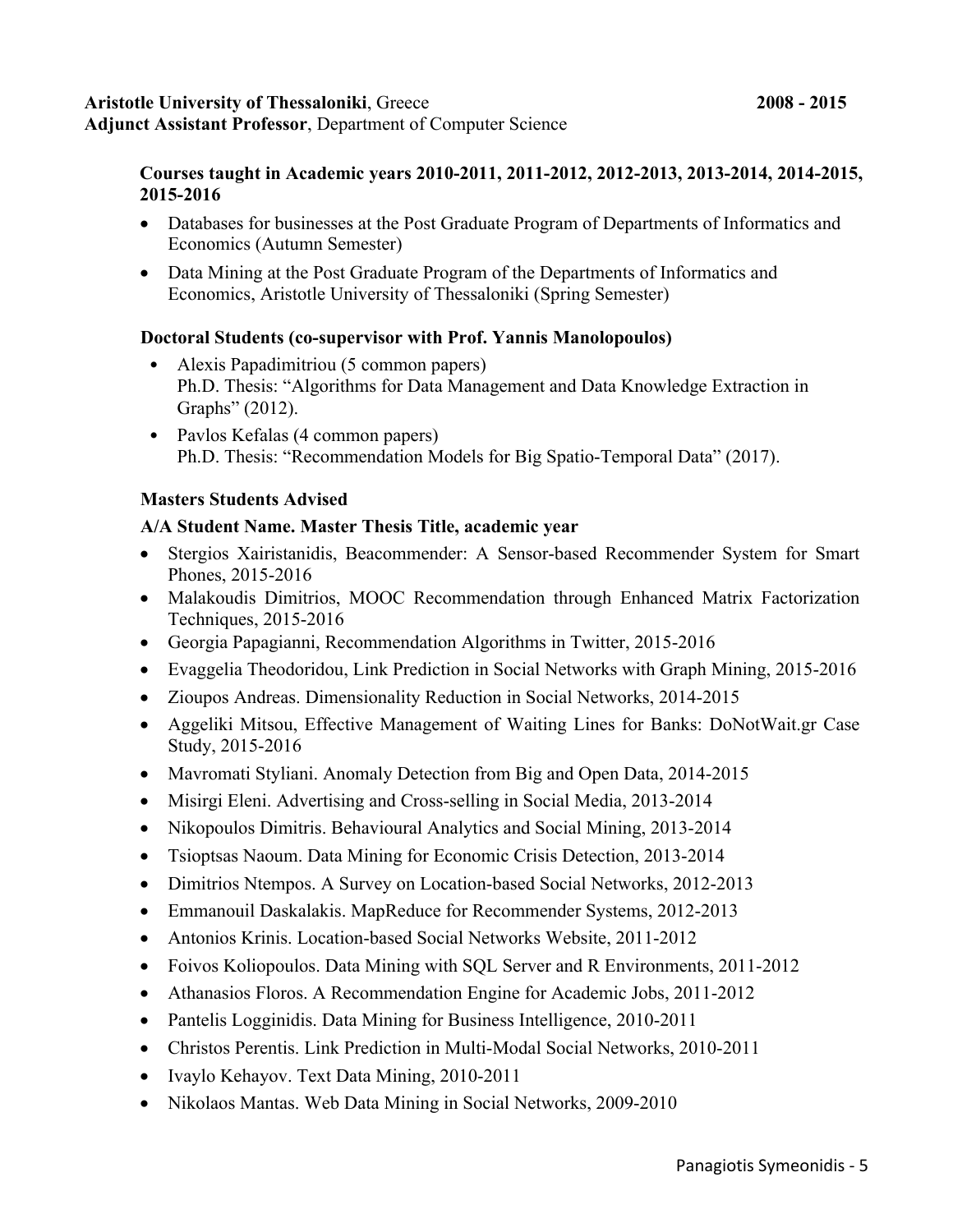**Aristotle University of Thessaloniki**, Greece **2008 - 2015**
**Adjunct Assistant Professor**, Department of Computer Science

**Courses taught in Academic years 2010-2011, 2011-2012, 2012-2013, 2013-2014, 2014-2015, 2015-2016**

- Databases for businesses at the Post Graduate Program of Departments of Informatics and Economics (Autumn Semester)
- Data Mining at the Post Graduate Program of the Departments of Informatics and Economics, Aristotle University of Thessaloniki (Spring Semester)

**Doctoral Students (co-supervisor with Prof. Yannis Manolopoulos)**

- Alexis Papadimitriou (5 common papers)
  Ph.D. Thesis: "Algorithms for Data Management and Data Knowledge Extraction in Graphs" (2012).
- Pavlos Kefalas (4 common papers)
  Ph.D. Thesis: "Recommendation Models for Big Spatio-Temporal Data" (2017).

**Masters Students Advised**

**A/A Student Name. Master Thesis Title, academic year**

- Stergios Xairistanidis, Beacommender: A Sensor-based Recommender System for Smart Phones, 2015-2016
- Malakoudis Dimitrios, MOOC Recommendation through Enhanced Matrix Factorization Techniques, 2015-2016
- Georgia Papagianni, Recommendation Algorithms in Twitter, 2015-2016
- Evaggelia Theodoridou, Link Prediction in Social Networks with Graph Mining, 2015-2016
- Zioupos Andreas. Dimensionality Reduction in Social Networks, 2014-2015
- Aggeliki Mitsou, Effective Management of Waiting Lines for Banks: DoNotWait.gr Case Study, 2015-2016
- Mavromati Styliani. Anomaly Detection from Big and Open Data, 2014-2015
- Misirgi Eleni. Advertising and Cross-selling in Social Media, 2013-2014
- Nikopoulos Dimitris. Behavioural Analytics and Social Mining, 2013-2014
- Tsioptsas Naoum. Data Mining for Economic Crisis Detection, 2013-2014
- Dimitrios Ntempos. A Survey on Location-based Social Networks, 2012-2013
- Emmanouil Daskalakis. MapReduce for Recommender Systems, 2012-2013
- Antonios Krinis. Location-based Social Networks Website, 2011-2012
- Foivos Koliopoulos. Data Mining with SQL Server and R Environments, 2011-2012
- Athanasios Floros. A Recommendation Engine for Academic Jobs, 2011-2012
- Pantelis Logginidis. Data Mining for Business Intelligence, 2010-2011
- Christos Perentis. Link Prediction in Multi-Modal Social Networks, 2010-2011
- Ivaylo Kehayov. Text Data Mining, 2010-2011
- Nikolaos Mantas. Web Data Mining in Social Networks, 2009-2010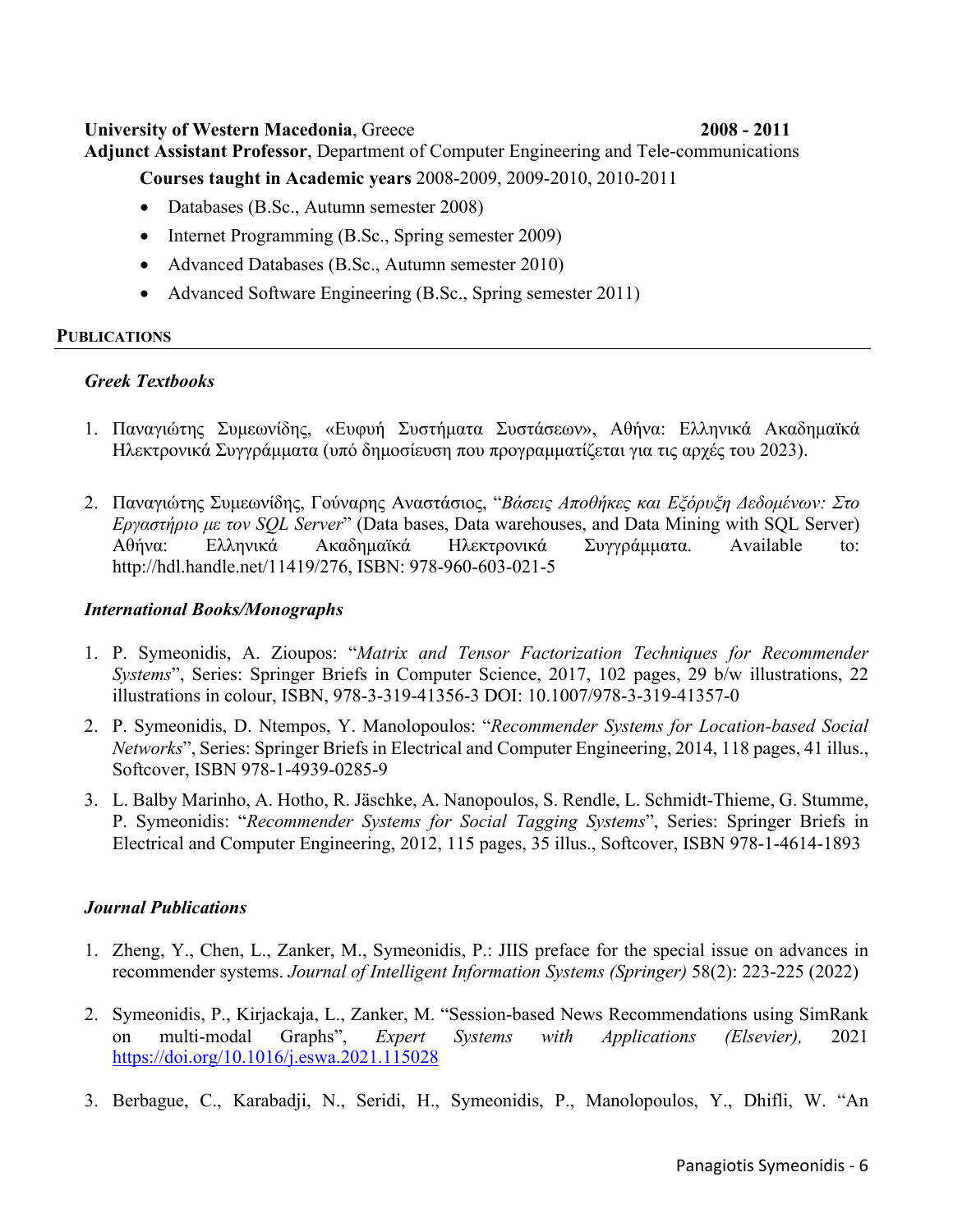**University of Western Macedonia**, Greece **2008 - 2011**
**Adjunct Assistant Professor**, Department of Computer Engineering and Tele-communications

**Courses taught in Academic years** 2008-2009, 2009-2010, 2010-2011

- Databases (B.Sc., Autumn semester 2008)
- Internet Programming (B.Sc., Spring semester 2009)
- Advanced Databases (B.Sc., Autumn semester 2010)
- Advanced Software Engineering (B.Sc., Spring semester 2011)

## PUBLICATIONS

### *Greek Textbooks*

1. Παναγιώτης Συμεωνίδης, «Ευφυή Συστήματα Συστάσεων», Αθήνα: Ελληνικά Ακαδημαϊκά Ηλεκτρονικά Συγγράμματα (υπό δημοσίευση που προγραμματίζεται για τις αρχές του 2023).

2. Παναγιώτης Συμεωνίδης, Γούναρης Αναστάσιος, "*Βάσεις Αποθήκες και Εξόρυξη Δεδομένων: Στο Εργαστήριο με τον SQL Server*" (Data bases, Data warehouses, and Data Mining with SQL Server) Αθήνα: Ελληνικά Ακαδημαϊκά Ηλεκτρονικά Συγγράμματα. Available to: http://hdl.handle.net/11419/276, ISBN: 978-960-603-021-5

### *International Books/Monographs*

1. P. Symeonidis, A. Zioupos: "*Matrix and Tensor Factorization Techniques for Recommender Systems*", Series: Springer Briefs in Computer Science, 2017, 102 pages, 29 b/w illustrations, 22 illustrations in colour, ISBN, 978-3-319-41356-3 DOI: 10.1007/978-3-319-41357-0
2. P. Symeonidis, D. Ntempos, Y. Manolopoulos: "*Recommender Systems for Location-based Social Networks*", Series: Springer Briefs in Electrical and Computer Engineering, 2014, 118 pages, 41 illus., Softcover, ISBN 978-1-4939-0285-9
3. L. Balby Marinho, A. Hotho, R. Jäschke, A. Nanopoulos, S. Rendle, L. Schmidt-Thieme, G. Stumme, P. Symeonidis: "*Recommender Systems for Social Tagging Systems*", Series: Springer Briefs in Electrical and Computer Engineering, 2012, 115 pages, 35 illus., Softcover, ISBN 978-1-4614-1893

### *Journal Publications*

1. Zheng, Y., Chen, L., Zanker, M., Symeonidis, P.: JIIS preface for the special issue on advances in recommender systems. *Journal of Intelligent Information Systems (Springer)* 58(2): 223-225 (2022)

2. Symeonidis, P., Kirjackaja, L., Zanker, M. "Session-based News Recommendations using SimRank on multi-modal Graphs", *Expert Systems with Applications (Elsevier),* 2021 https://doi.org/10.1016/j.eswa.2021.115028

3. Berbague, C., Karabadji, N., Seridi, H., Symeonidis, P., Manolopoulos, Y., Dhifli, W. "An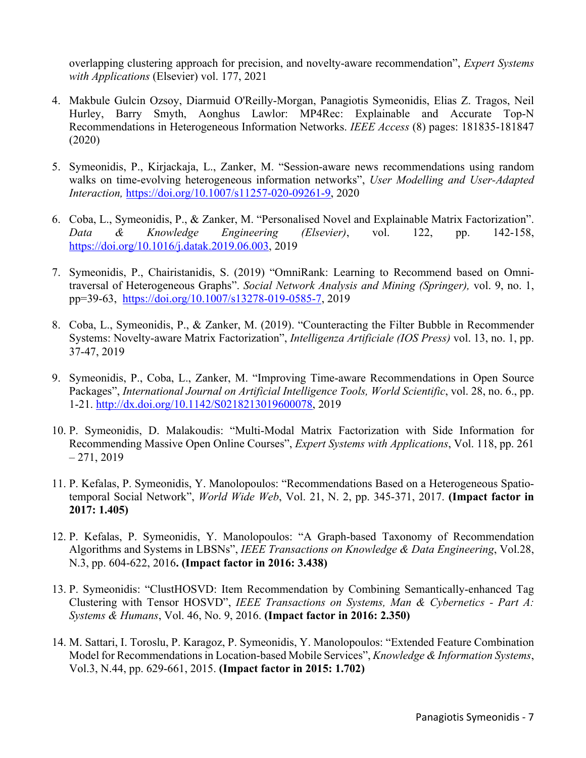overlapping clustering approach for precision, and novelty-aware recommendation", *Expert Systems with Applications* (Elsevier) vol. 177, 2021

4. Makbule Gulcin Ozsoy, Diarmuid O'Reilly-Morgan, Panagiotis Symeonidis, Elias Z. Tragos, Neil Hurley, Barry Smyth, Aonghus Lawlor: MP4Rec: Explainable and Accurate Top-N Recommendations in Heterogeneous Information Networks. *IEEE Access* (8) pages: 181835-181847 (2020)

5. Symeonidis, P., Kirjackaja, L., Zanker, M. "Session-aware news recommendations using random walks on time-evolving heterogeneous information networks", *User Modelling and User-Adapted Interaction,* https://doi.org/10.1007/s11257-020-09261-9, 2020

6. Coba, L., Symeonidis, P., & Zanker, M. "Personalised Novel and Explainable Matrix Factorization". *Data & Knowledge Engineering (Elsevier)*, vol. 122, pp. 142-158, https://doi.org/10.1016/j.datak.2019.06.003, 2019

7. Symeonidis, P., Chairistanidis, S. (2019) "OmniRank: Learning to Recommend based on Omni-traversal of Heterogeneous Graphs". *Social Network Analysis and Mining (Springer),* vol. 9, no. 1, pp=39-63, https://doi.org/10.1007/s13278-019-0585-7, 2019

8. Coba, L., Symeonidis, P., & Zanker, M. (2019). "Counteracting the Filter Bubble in Recommender Systems: Novelty-aware Matrix Factorization", *Intelligenza Artificiale (IOS Press)* vol. 13, no. 1, pp. 37-47, 2019

9. Symeonidis, P., Coba, L., Zanker, M. "Improving Time-aware Recommendations in Open Source Packages", *International Journal on Artificial Intelligence Tools, World Scientific*, vol. 28, no. 6., pp. 1-21. http://dx.doi.org/10.1142/S0218213019600078, 2019

10. P. Symeonidis, D. Malakoudis: "Multi-Modal Matrix Factorization with Side Information for Recommending Massive Open Online Courses", *Expert Systems with Applications*, Vol. 118, pp. 261 – 271, 2019

11. P. Kefalas, P. Symeonidis, Y. Manolopoulos: "Recommendations Based on a Heterogeneous Spatio-temporal Social Network", *World Wide Web*, Vol. 21, N. 2, pp. 345-371, 2017. **(Impact factor in 2017: 1.405)**

12. P. Kefalas, P. Symeonidis, Y. Manolopoulos: "A Graph-based Taxonomy of Recommendation Algorithms and Systems in LBSNs", *IEEE Transactions on Knowledge & Data Engineering*, Vol.28, N.3, pp. 604-622, 2016**. (Impact factor in 2016: 3.438)**

13. P. Symeonidis: "ClustHOSVD: Item Recommendation by Combining Semantically-enhanced Tag Clustering with Tensor HOSVD", *IEEE Transactions on Systems, Man & Cybernetics - Part A: Systems & Humans*, Vol. 46, No. 9, 2016. **(Impact factor in 2016: 2.350)**

14. M. Sattari, I. Toroslu, P. Karagoz, P. Symeonidis, Y. Manolopoulos: "Extended Feature Combination Model for Recommendations in Location-based Mobile Services", *Knowledge & Information Systems*, Vol.3, N.44, pp. 629-661, 2015. **(Impact factor in 2015: 1.702)**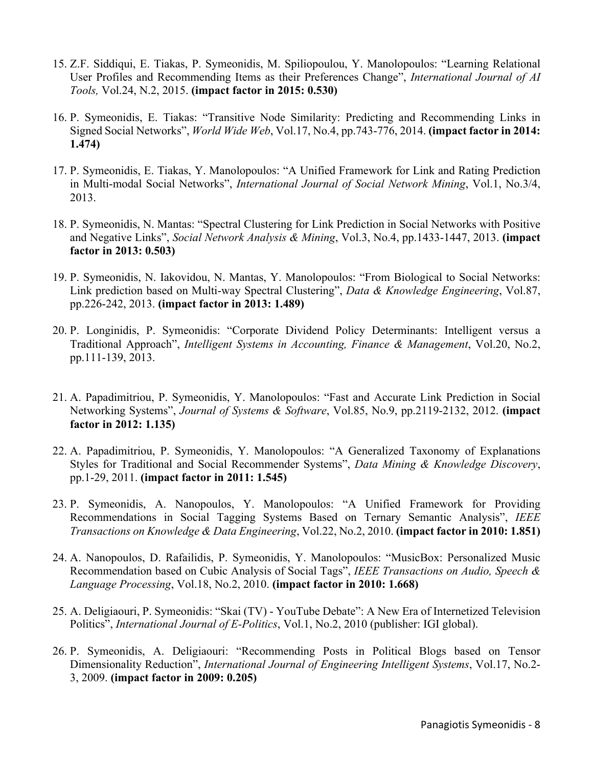15. Z.F. Siddiqui, E. Tiakas, P. Symeonidis, M. Spiliopoulou, Y. Manolopoulos: "Learning Relational User Profiles and Recommending Items as their Preferences Change", *International Journal of AI Tools,* Vol.24, N.2, 2015. **(impact factor in 2015: 0.530)**

16. P. Symeonidis, E. Tiakas: "Transitive Node Similarity: Predicting and Recommending Links in Signed Social Networks", *World Wide Web*, Vol.17, No.4, pp.743-776, 2014. **(impact factor in 2014: 1.474)**

17. P. Symeonidis, E. Tiakas, Y. Manolopoulos: "A Unified Framework for Link and Rating Prediction in Multi-modal Social Networks", *International Journal of Social Network Mining*, Vol.1, No.3/4, 2013.

18. P. Symeonidis, N. Mantas: "Spectral Clustering for Link Prediction in Social Networks with Positive and Negative Links", *Social Network Analysis & Mining*, Vol.3, No.4, pp.1433-1447, 2013. **(impact factor in 2013: 0.503)**

19. P. Symeonidis, N. Iakovidou, N. Mantas, Y. Manolopoulos: "From Biological to Social Networks: Link prediction based on Multi-way Spectral Clustering", *Data & Knowledge Engineering*, Vol.87, pp.226-242, 2013. **(impact factor in 2013: 1.489)**

20. P. Longinidis, P. Symeonidis: "Corporate Dividend Policy Determinants: Intelligent versus a Traditional Approach", *Intelligent Systems in Accounting, Finance & Management*, Vol.20, No.2, pp.111-139, 2013.

21. A. Papadimitriou, P. Symeonidis, Y. Manolopoulos: "Fast and Accurate Link Prediction in Social Networking Systems", *Journal of Systems & Software*, Vol.85, No.9, pp.2119-2132, 2012. **(impact factor in 2012: 1.135)**

22. A. Papadimitriou, P. Symeonidis, Y. Manolopoulos: "A Generalized Taxonomy of Explanations Styles for Traditional and Social Recommender Systems", *Data Mining & Knowledge Discovery*, pp.1-29, 2011. **(impact factor in 2011: 1.545)**

23. P. Symeonidis, A. Nanopoulos, Y. Manolopoulos: "A Unified Framework for Providing Recommendations in Social Tagging Systems Based on Ternary Semantic Analysis", *IEEE Transactions on Knowledge & Data Engineering*, Vol.22, No.2, 2010. **(impact factor in 2010: 1.851)**

24. A. Nanopoulos, D. Rafailidis, P. Symeonidis, Y. Manolopoulos: "MusicBox: Personalized Music Recommendation based on Cubic Analysis of Social Tags", *IEEE Transactions on Audio, Speech & Language Processing*, Vol.18, No.2, 2010. **(impact factor in 2010: 1.668)**

25. A. Deligiaouri, P. Symeonidis: "Skai (TV) - YouTube Debate": A New Era of Internetized Television Politics", *International Journal of E-Politics*, Vol.1, No.2, 2010 (publisher: IGI global).

26. P. Symeonidis, A. Deligiaouri: "Recommending Posts in Political Blogs based on Tensor Dimensionality Reduction", *International Journal of Engineering Intelligent Systems*, Vol.17, No.2-3, 2009. **(impact factor in 2009: 0.205)**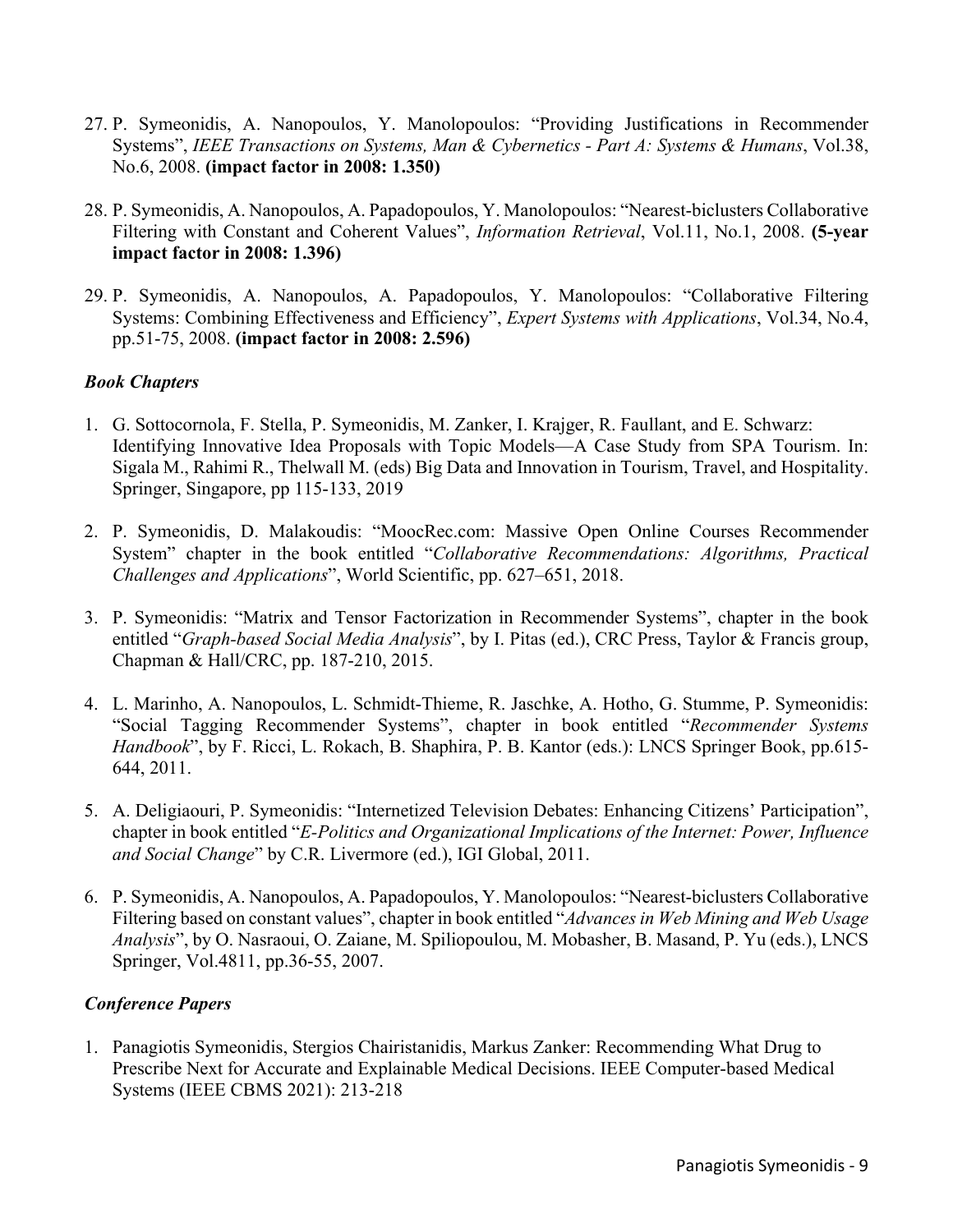27. P. Symeonidis, A. Nanopoulos, Y. Manolopoulos: "Providing Justifications in Recommender Systems", *IEEE Transactions on Systems, Man & Cybernetics - Part A: Systems & Humans*, Vol.38, No.6, 2008. **(impact factor in 2008: 1.350)**

28. P. Symeonidis, A. Nanopoulos, A. Papadopoulos, Y. Manolopoulos: "Nearest-biclusters Collaborative Filtering with Constant and Coherent Values", *Information Retrieval*, Vol.11, No.1, 2008. **(5-year impact factor in 2008: 1.396)**

29. P. Symeonidis, A. Nanopoulos, A. Papadopoulos, Y. Manolopoulos: "Collaborative Filtering Systems: Combining Effectiveness and Efficiency", *Expert Systems with Applications*, Vol.34, No.4, pp.51-75, 2008. **(impact factor in 2008: 2.596)**

### *Book Chapters*

1. G. Sottocornola, F. Stella, P. Symeonidis, M. Zanker, I. Krajger, R. Faullant, and E. Schwarz: Identifying Innovative Idea Proposals with Topic Models—A Case Study from SPA Tourism. In: Sigala M., Rahimi R., Thelwall M. (eds) Big Data and Innovation in Tourism, Travel, and Hospitality. Springer, Singapore, pp 115-133, 2019

2. P. Symeonidis, D. Malakoudis: "MoocRec.com: Massive Open Online Courses Recommender System" chapter in the book entitled "*Collaborative Recommendations: Algorithms, Practical Challenges and Applications*", World Scientific, pp. 627–651, 2018.

3. P. Symeonidis: "Matrix and Tensor Factorization in Recommender Systems", chapter in the book entitled "*Graph-based Social Media Analysis*", by I. Pitas (ed.), CRC Press, Taylor & Francis group, Chapman & Hall/CRC, pp. 187-210, 2015.

4. L. Marinho, A. Nanopoulos, L. Schmidt-Thieme, R. Jaschke, A. Hotho, G. Stumme, P. Symeonidis: "Social Tagging Recommender Systems", chapter in book entitled "*Recommender Systems Handbook*", by F. Ricci, L. Rokach, B. Shaphira, P. B. Kantor (eds.): LNCS Springer Book, pp.615-644, 2011.

5. A. Deligiaouri, P. Symeonidis: "Internetized Television Debates: Enhancing Citizens' Participation", chapter in book entitled "*E-Politics and Organizational Implications of the Internet: Power, Influence and Social Change*" by C.R. Livermore (ed.), IGI Global, 2011.

6. P. Symeonidis, A. Nanopoulos, A. Papadopoulos, Y. Manolopoulos: "Nearest-biclusters Collaborative Filtering based on constant values", chapter in book entitled "*Advances in Web Mining and Web Usage Analysis*", by O. Nasraoui, O. Zaiane, M. Spiliopoulou, M. Mobasher, B. Masand, P. Yu (eds.), LNCS Springer, Vol.4811, pp.36-55, 2007.

### *Conference Papers*

1. Panagiotis Symeonidis, Stergios Chairistanidis, Markus Zanker: Recommending What Drug to Prescribe Next for Accurate and Explainable Medical Decisions. IEEE Computer-based Medical Systems (IEEE CBMS 2021): 213-218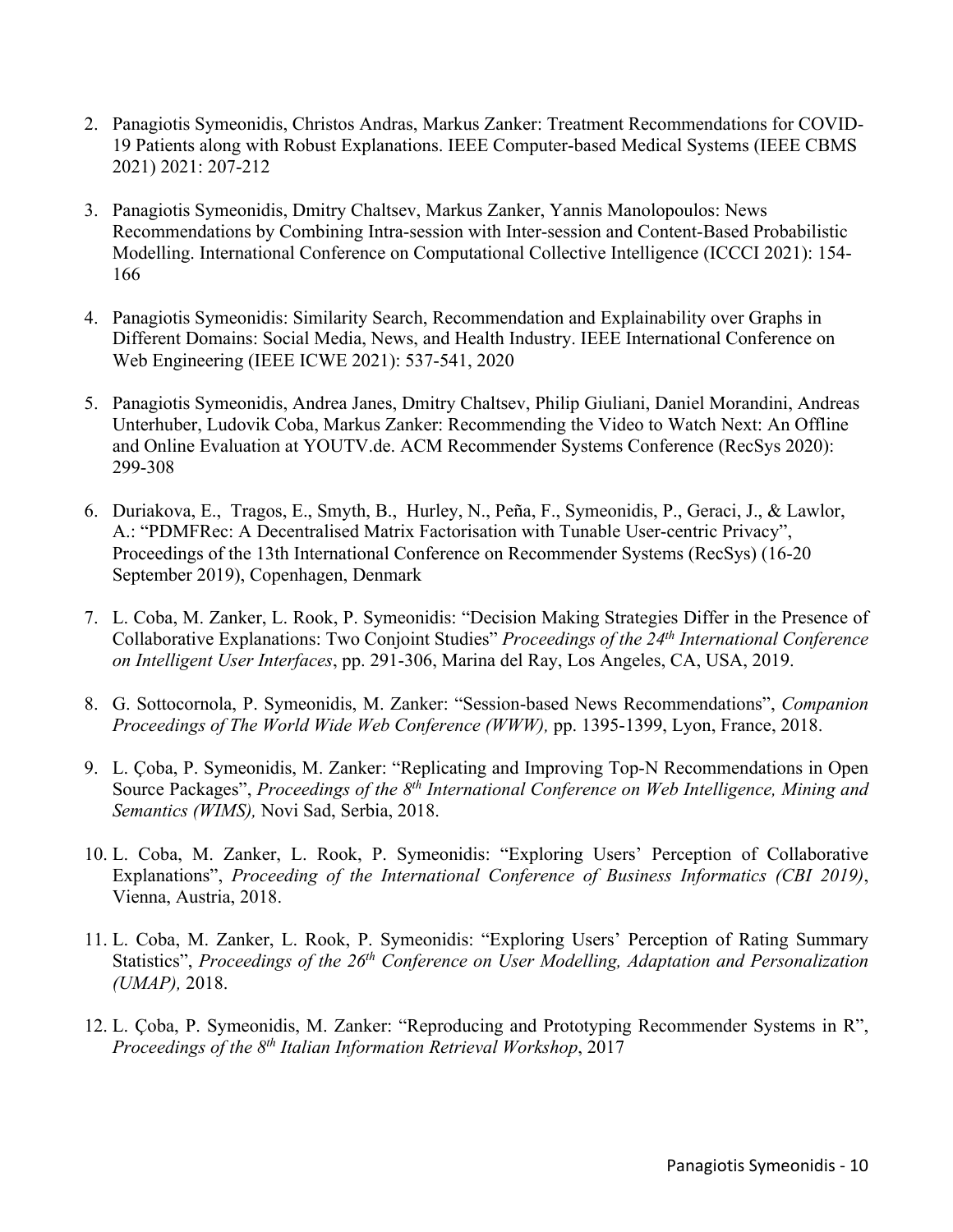2. Panagiotis Symeonidis, Christos Andras, Markus Zanker: Treatment Recommendations for COVID-19 Patients along with Robust Explanations. IEEE Computer-based Medical Systems (IEEE CBMS 2021) 2021: 207-212

3. Panagiotis Symeonidis, Dmitry Chaltsev, Markus Zanker, Yannis Manolopoulos: News Recommendations by Combining Intra-session with Inter-session and Content-Based Probabilistic Modelling. International Conference on Computational Collective Intelligence (ICCCI 2021): 154-166

4. Panagiotis Symeonidis: Similarity Search, Recommendation and Explainability over Graphs in Different Domains: Social Media, News, and Health Industry. IEEE International Conference on Web Engineering (IEEE ICWE 2021): 537-541, 2020

5. Panagiotis Symeonidis, Andrea Janes, Dmitry Chaltsev, Philip Giuliani, Daniel Morandini, Andreas Unterhuber, Ludovik Coba, Markus Zanker: Recommending the Video to Watch Next: An Offline and Online Evaluation at YOUTV.de. ACM Recommender Systems Conference (RecSys 2020): 299-308

6. Duriakova, E., Tragos, E., Smyth, B., Hurley, N., Peña, F., Symeonidis, P., Geraci, J., & Lawlor, A.: "PDMFRec: A Decentralised Matrix Factorisation with Tunable User-centric Privacy", Proceedings of the 13th International Conference on Recommender Systems (RecSys) (16-20 September 2019), Copenhagen, Denmark

7. L. Coba, M. Zanker, L. Rook, P. Symeonidis: "Decision Making Strategies Differ in the Presence of Collaborative Explanations: Two Conjoint Studies" *Proceedings of the 24th International Conference on Intelligent User Interfaces*, pp. 291-306, Marina del Ray, Los Angeles, CA, USA, 2019.

8. G. Sottocornola, P. Symeonidis, M. Zanker: "Session-based News Recommendations", *Companion Proceedings of The World Wide Web Conference (WWW),* pp. 1395-1399, Lyon, France, 2018.

9. L. Çoba, P. Symeonidis, M. Zanker: "Replicating and Improving Top-N Recommendations in Open Source Packages", *Proceedings of the 8th International Conference on Web Intelligence, Mining and Semantics (WIMS),* Novi Sad, Serbia, 2018.

10. L. Coba, M. Zanker, L. Rook, P. Symeonidis: "Exploring Users' Perception of Collaborative Explanations", *Proceeding of the International Conference of Business Informatics (CBI 2019)*, Vienna, Austria, 2018.

11. L. Coba, M. Zanker, L. Rook, P. Symeonidis: "Exploring Users' Perception of Rating Summary Statistics", *Proceedings of the 26th Conference on User Modelling, Adaptation and Personalization (UMAP),* 2018.

12. L. Çoba, P. Symeonidis, M. Zanker: "Reproducing and Prototyping Recommender Systems in R", *Proceedings of the 8th Italian Information Retrieval Workshop*, 2017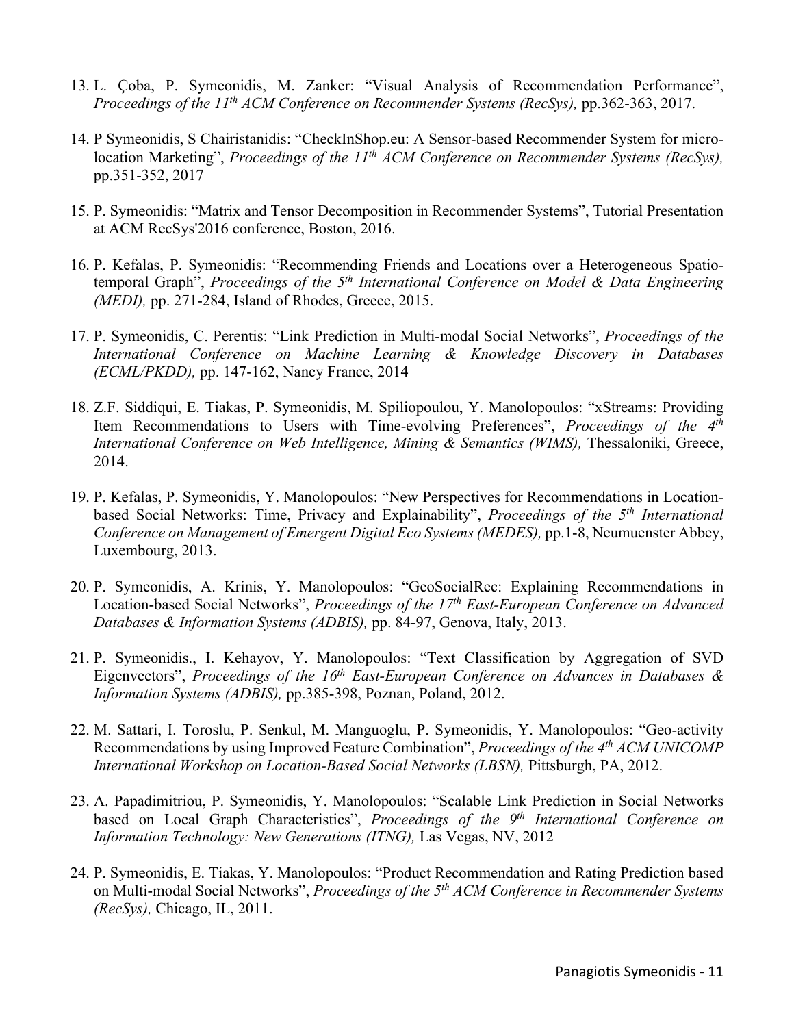13. L. Çoba, P. Symeonidis, M. Zanker: "Visual Analysis of Recommendation Performance", *Proceedings of the 11th ACM Conference on Recommender Systems (RecSys),* pp.362-363, 2017.

14. P Symeonidis, S Chairistanidis: "CheckInShop.eu: A Sensor-based Recommender System for micro-location Marketing", *Proceedings of the 11th ACM Conference on Recommender Systems (RecSys),* pp.351-352, 2017

15. P. Symeonidis: "Matrix and Tensor Decomposition in Recommender Systems", Tutorial Presentation at ACM RecSys'2016 conference, Boston, 2016.

16. P. Kefalas, P. Symeonidis: "Recommending Friends and Locations over a Heterogeneous Spatio-temporal Graph", *Proceedings of the 5th International Conference on Model & Data Engineering (MEDI),* pp. 271-284, Island of Rhodes, Greece, 2015.

17. P. Symeonidis, C. Perentis: "Link Prediction in Multi-modal Social Networks", *Proceedings of the International Conference on Machine Learning & Knowledge Discovery in Databases (ECML/PKDD),* pp. 147-162, Nancy France, 2014

18. Z.F. Siddiqui, E. Tiakas, P. Symeonidis, M. Spiliopoulou, Y. Manolopoulos: "xStreams: Providing Item Recommendations to Users with Time-evolving Preferences", *Proceedings of the 4th International Conference on Web Intelligence, Mining & Semantics (WIMS),* Thessaloniki, Greece, 2014.

19. P. Kefalas, P. Symeonidis, Y. Manolopoulos: "New Perspectives for Recommendations in Location-based Social Networks: Time, Privacy and Explainability", *Proceedings of the 5th International Conference on Management of Emergent Digital Eco Systems (MEDES),* pp.1-8, Neumuenster Abbey, Luxembourg, 2013.

20. P. Symeonidis, A. Krinis, Y. Manolopoulos: "GeoSocialRec: Explaining Recommendations in Location-based Social Networks", *Proceedings of the 17th East-European Conference on Advanced Databases & Information Systems (ADBIS),* pp. 84-97, Genova, Italy, 2013.

21. P. Symeonidis., I. Kehayov, Y. Manolopoulos: "Text Classification by Aggregation of SVD Eigenvectors", *Proceedings of the 16th East-European Conference on Advances in Databases & Information Systems (ADBIS),* pp.385-398, Poznan, Poland, 2012.

22. M. Sattari, I. Toroslu, P. Senkul, M. Manguoglu, P. Symeonidis, Y. Manolopoulos: "Geo-activity Recommendations by using Improved Feature Combination", *Proceedings of the 4th ACM UNICOMP International Workshop on Location-Based Social Networks (LBSN),* Pittsburgh, PA, 2012.

23. A. Papadimitriou, P. Symeonidis, Y. Manolopoulos: "Scalable Link Prediction in Social Networks based on Local Graph Characteristics", *Proceedings of the 9th International Conference on Information Technology: New Generations (ITNG),* Las Vegas, NV, 2012

24. P. Symeonidis, E. Tiakas, Y. Manolopoulos: "Product Recommendation and Rating Prediction based on Multi-modal Social Networks", *Proceedings of the 5th ACM Conference in Recommender Systems (RecSys),* Chicago, IL, 2011.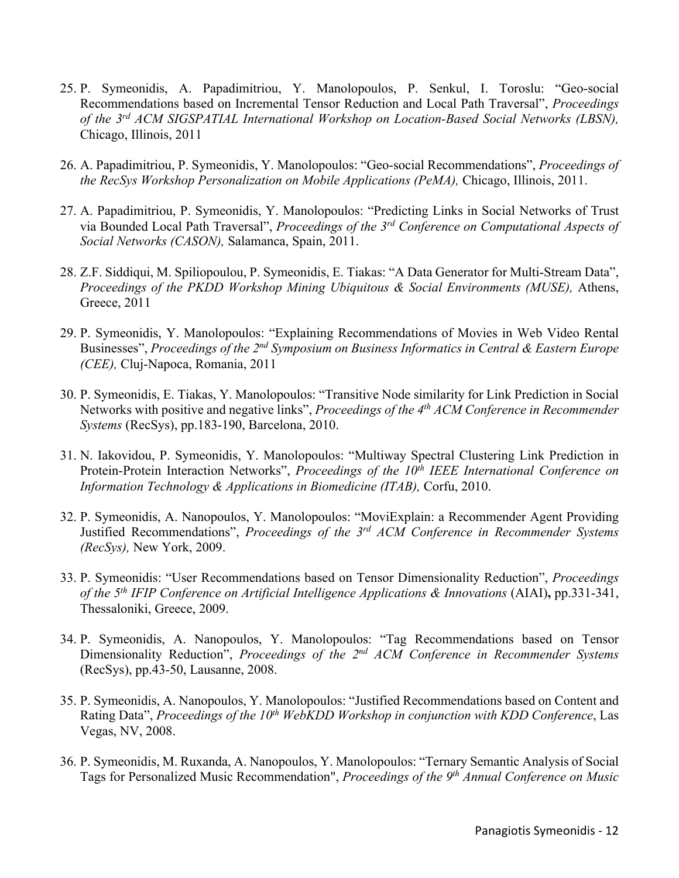25. P. Symeonidis, A. Papadimitriou, Y. Manolopoulos, P. Senkul, I. Toroslu: "Geo-social Recommendations based on Incremental Tensor Reduction and Local Path Traversal", *Proceedings of the 3rd ACM SIGSPATIAL International Workshop on Location-Based Social Networks (LBSN),* Chicago, Illinois, 2011

26. A. Papadimitriou, P. Symeonidis, Y. Manolopoulos: "Geo-social Recommendations", *Proceedings of the RecSys Workshop Personalization on Mobile Applications (PeMA),* Chicago, Illinois, 2011.

27. A. Papadimitriou, P. Symeonidis, Y. Manolopoulos: "Predicting Links in Social Networks of Trust via Bounded Local Path Traversal", *Proceedings of the 3rd Conference on Computational Aspects of Social Networks (CASON),* Salamanca, Spain, 2011.

28. Z.F. Siddiqui, M. Spiliopoulou, P. Symeonidis, E. Tiakas: "A Data Generator for Multi-Stream Data", *Proceedings of the PKDD Workshop Mining Ubiquitous & Social Environments (MUSE),* Athens, Greece, 2011

29. P. Symeonidis, Y. Manolopoulos: "Explaining Recommendations of Movies in Web Video Rental Businesses", *Proceedings of the 2nd Symposium on Business Informatics in Central & Eastern Europe (CEE),* Cluj-Napoca, Romania, 2011

30. P. Symeonidis, E. Tiakas, Y. Manolopoulos: "Transitive Node similarity for Link Prediction in Social Networks with positive and negative links", *Proceedings of the 4th ACM Conference in Recommender Systems* (RecSys), pp.183-190, Barcelona, 2010.

31. N. Iakovidou, P. Symeonidis, Y. Manolopoulos: "Multiway Spectral Clustering Link Prediction in Protein-Protein Interaction Networks", *Proceedings of the 10th IEEE International Conference on Information Technology & Applications in Biomedicine (ITAB),* Corfu, 2010.

32. P. Symeonidis, A. Nanopoulos, Y. Manolopoulos: "MoviExplain: a Recommender Agent Providing Justified Recommendations", *Proceedings of the 3rd ACM Conference in Recommender Systems (RecSys),* New York, 2009.

33. P. Symeonidis: "User Recommendations based on Tensor Dimensionality Reduction", *Proceedings of the 5th IFIP Conference on Artificial Intelligence Applications & Innovations* (AIAI)**,** pp.331-341, Thessaloniki, Greece, 2009.

34. P. Symeonidis, A. Nanopoulos, Y. Manolopoulos: "Tag Recommendations based on Tensor Dimensionality Reduction", *Proceedings of the 2nd ACM Conference in Recommender Systems* (RecSys), pp.43-50, Lausanne, 2008.

35. P. Symeonidis, A. Nanopoulos, Y. Manolopoulos: "Justified Recommendations based on Content and Rating Data", *Proceedings of the 10th WebKDD Workshop in conjunction with KDD Conference*, Las Vegas, NV, 2008.

36. P. Symeonidis, M. Ruxanda, A. Nanopoulos, Y. Manolopoulos: "Ternary Semantic Analysis of Social Tags for Personalized Music Recommendation", *Proceedings of the 9th Annual Conference on Music*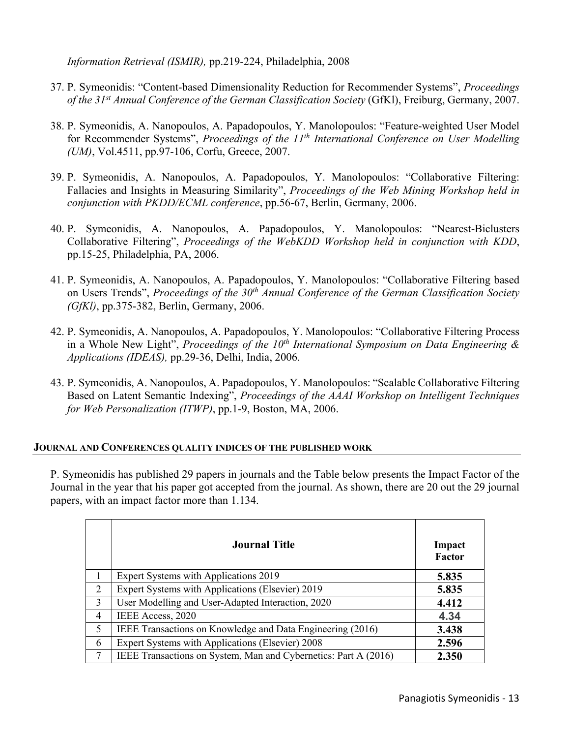*Information Retrieval (ISMIR),* pp.219-224, Philadelphia, 2008

37. P. Symeonidis: "Content-based Dimensionality Reduction for Recommender Systems", *Proceedings of the 31st Annual Conference of the German Classification Society* (GfKl), Freiburg, Germany, 2007.

38. P. Symeonidis, A. Nanopoulos, A. Papadopoulos, Y. Manolopoulos: "Feature-weighted User Model for Recommender Systems", *Proceedings of the 11th International Conference on User Modelling (UM)*, Vol.4511, pp.97-106, Corfu, Greece, 2007.

39. P. Symeonidis, A. Nanopoulos, A. Papadopoulos, Y. Manolopoulos: "Collaborative Filtering: Fallacies and Insights in Measuring Similarity", *Proceedings of the Web Mining Workshop held in conjunction with PKDD/ECML conference*, pp.56-67, Berlin, Germany, 2006.

40. P. Symeonidis, A. Nanopoulos, A. Papadopoulos, Y. Manolopoulos: "Nearest-Biclusters Collaborative Filtering", *Proceedings of the WebKDD Workshop held in conjunction with KDD*, pp.15-25, Philadelphia, PA, 2006.

41. P. Symeonidis, A. Nanopoulos, A. Papadopoulos, Y. Manolopoulos: "Collaborative Filtering based on Users Trends", *Proceedings of the 30th Annual Conference of the German Classification Society (GfKl)*, pp.375-382, Berlin, Germany, 2006.

42. P. Symeonidis, A. Nanopoulos, A. Papadopoulos, Y. Manolopoulos: "Collaborative Filtering Process in a Whole New Light", *Proceedings of the 10th International Symposium on Data Engineering & Applications (IDEAS),* pp.29-36, Delhi, India, 2006.

43. P. Symeonidis, A. Nanopoulos, A. Papadopoulos, Y. Manolopoulos: "Scalable Collaborative Filtering Based on Latent Semantic Indexing", *Proceedings of the AAAI Workshop on Intelligent Techniques for Web Personalization (ITWP)*, pp.1-9, Boston, MA, 2006.

## JOURNAL AND CONFERENCES QUALITY INDICES OF THE PUBLISHED WORK

P. Symeonidis has published 29 papers in journals and the Table below presents the Impact Factor of the Journal in the year that his paper got accepted from the journal. As shown, there are 20 out the 29 journal papers, with an impact factor more than 1.134.

| | Journal Title | Impact Factor |
|---|---|---|
| 1 | Expert Systems with Applications 2019 | **5.835** |
| 2 | Expert Systems with Applications (Elsevier) 2019 | **5.835** |
| 3 | User Modelling and User-Adapted Interaction, 2020 | **4.412** |
| 4 | IEEE Access, 2020 | **4.34** |
| 5 | IEEE Transactions on Knowledge and Data Engineering (2016) | **3.438** |
| 6 | Expert Systems with Applications (Elsevier) 2008 | **2.596** |
| 7 | IEEE Transactions on System, Man and Cybernetics: Part A (2016) | **2.350** |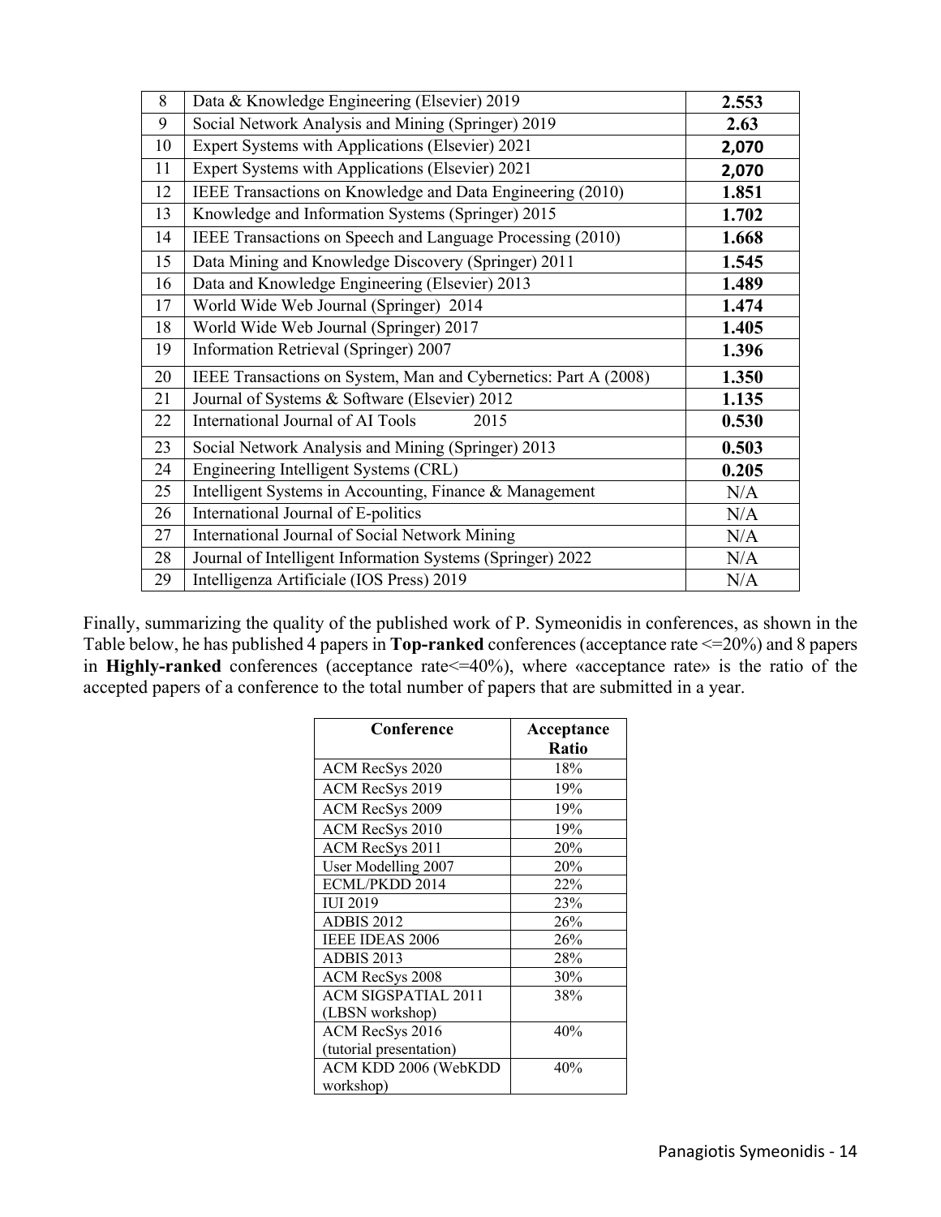| 8 | Data & Knowledge Engineering (Elsevier) 2019 | **2.553** |
|---|---|---|
| 9 | Social Network Analysis and Mining (Springer) 2019 | **2.63** |
| 10 | Expert Systems with Applications (Elsevier) 2021 | **2,070** |
| 11 | Expert Systems with Applications (Elsevier) 2021 | **2,070** |
| 12 | IEEE Transactions on Knowledge and Data Engineering (2010) | **1.851** |
| 13 | Knowledge and Information Systems (Springer) 2015 | **1.702** |
| 14 | IEEE Transactions on Speech and Language Processing (2010) | **1.668** |
| 15 | Data Mining and Knowledge Discovery (Springer) 2011 | **1.545** |
| 16 | Data and Knowledge Engineering (Elsevier) 2013 | **1.489** |
| 17 | World Wide Web Journal (Springer) 2014 | **1.474** |
| 18 | World Wide Web Journal (Springer) 2017 | **1.405** |
| 19 | Information Retrieval (Springer) 2007 | **1.396** |
| 20 | IEEE Transactions on System, Man and Cybernetics: Part A (2008) | **1.350** |
| 21 | Journal of Systems & Software (Elsevier) 2012 | **1.135** |
| 22 | International Journal of AI Tools 2015 | **0.530** |
| 23 | Social Network Analysis and Mining (Springer) 2013 | **0.503** |
| 24 | Engineering Intelligent Systems (CRL) | **0.205** |
| 25 | Intelligent Systems in Accounting, Finance & Management | N/A |
| 26 | International Journal of E-politics | N/A |
| 27 | International Journal of Social Network Mining | N/A |
| 28 | Journal of Intelligent Information Systems (Springer) 2022 | N/A |
| 29 | Intelligenza Artificiale (IOS Press) 2019 | N/A |

Finally, summarizing the quality of the published work of P. Symeonidis in conferences, as shown in the Table below, he has published 4 papers in **Top-ranked** conferences (acceptance rate <=20%) and 8 papers in **Highly-ranked** conferences (acceptance rate<=40%), where «acceptance rate» is the ratio of the accepted papers of a conference to the total number of papers that are submitted in a year.

| Conference | Acceptance Ratio |
|---|---|
| ACM RecSys 2020 | 18% |
| ACM RecSys 2019 | 19% |
| ACM RecSys 2009 | 19% |
| ACM RecSys 2010 | 19% |
| ACM RecSys 2011 | 20% |
| User Modelling 2007 | 20% |
| ECML/PKDD 2014 | 22% |
| IUI 2019 | 23% |
| ADBIS 2012 | 26% |
| IEEE IDEAS 2006 | 26% |
| ADBIS 2013 | 28% |
| ACM RecSys 2008 | 30% |
| ACM SIGSPATIAL 2011 (LBSN workshop) | 38% |
| ACM RecSys 2016 (tutorial presentation) | 40% |
| ACM KDD 2006 (WebKDD workshop) | 40% |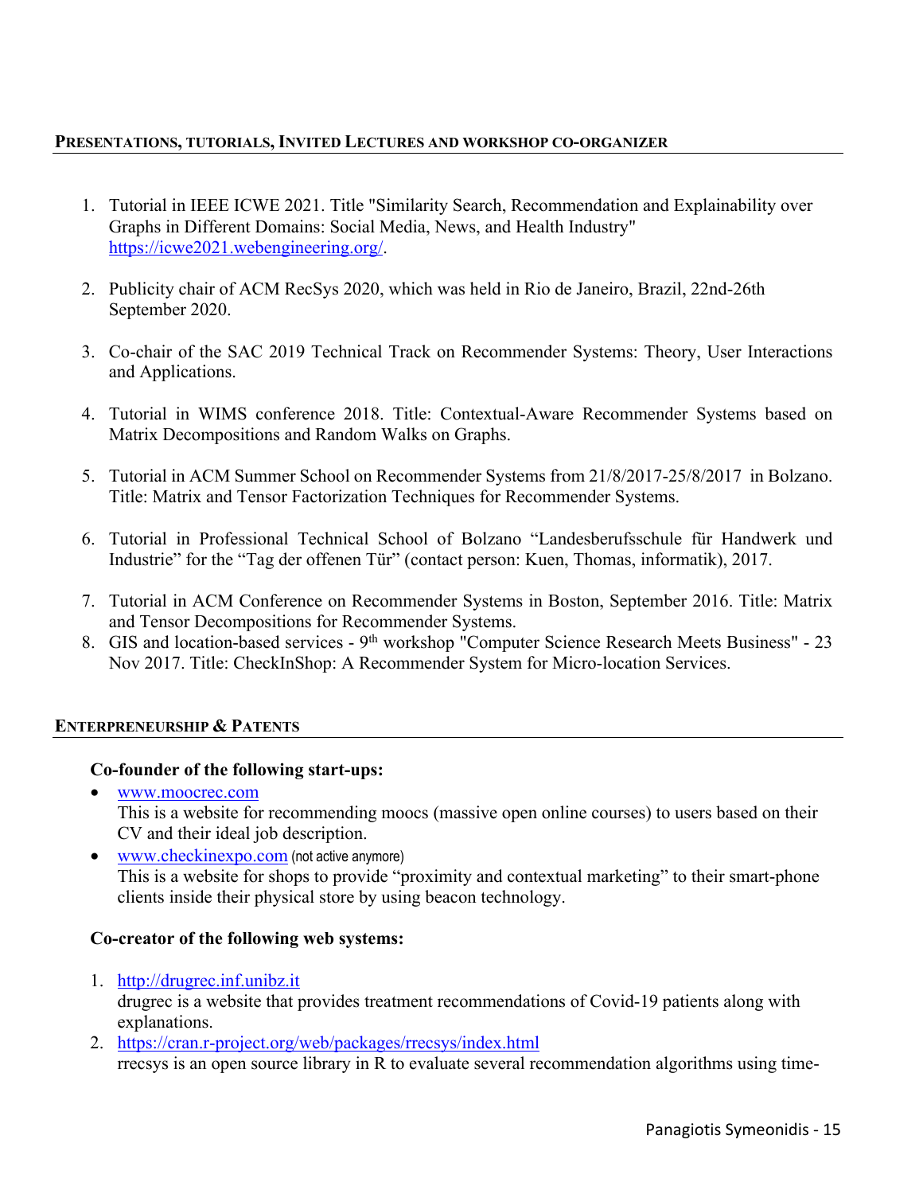## PRESENTATIONS, TUTORIALS, INVITED LECTURES AND WORKSHOP CO-ORGANIZER

1. Tutorial in IEEE ICWE 2021. Title "Similarity Search, Recommendation and Explainability over Graphs in Different Domains: Social Media, News, and Health Industry" https://icwe2021.webengineering.org/.

2. Publicity chair of ACM RecSys 2020, which was held in Rio de Janeiro, Brazil, 22nd-26th September 2020.

3. Co-chair of the SAC 2019 Technical Track on Recommender Systems: Theory, User Interactions and Applications.

4. Tutorial in WIMS conference 2018. Title: Contextual-Aware Recommender Systems based on Matrix Decompositions and Random Walks on Graphs.

5. Tutorial in ACM Summer School on Recommender Systems from 21/8/2017-25/8/2017 in Bolzano. Title: Matrix and Tensor Factorization Techniques for Recommender Systems.

6. Tutorial in Professional Technical School of Bolzano "Landesberufsschule für Handwerk und Industrie" for the "Tag der offenen Tür" (contact person: Kuen, Thomas, informatik), 2017.

7. Tutorial in ACM Conference on Recommender Systems in Boston, September 2016. Title: Matrix and Tensor Decompositions for Recommender Systems.
8. GIS and location-based services - 9th workshop "Computer Science Research Meets Business" - 23 Nov 2017. Title: CheckInShop: A Recommender System for Micro-location Services.

## ENTERPRENEURSHIP & PATENTS

**Co-founder of the following start-ups:**

- www.moocrec.com
  This is a website for recommending moocs (massive open online courses) to users based on their CV and their ideal job description.
- www.checkinexpo.com (not active anymore)
  This is a website for shops to provide "proximity and contextual marketing" to their smart-phone clients inside their physical store by using beacon technology.

**Co-creator of the following web systems:**

1. http://drugrec.inf.unibz.it
   drugrec is a website that provides treatment recommendations of Covid-19 patients along with explanations.
2. https://cran.r-project.org/web/packages/rrecsys/index.html
   rrecsys is an open source library in R to evaluate several recommendation algorithms using time-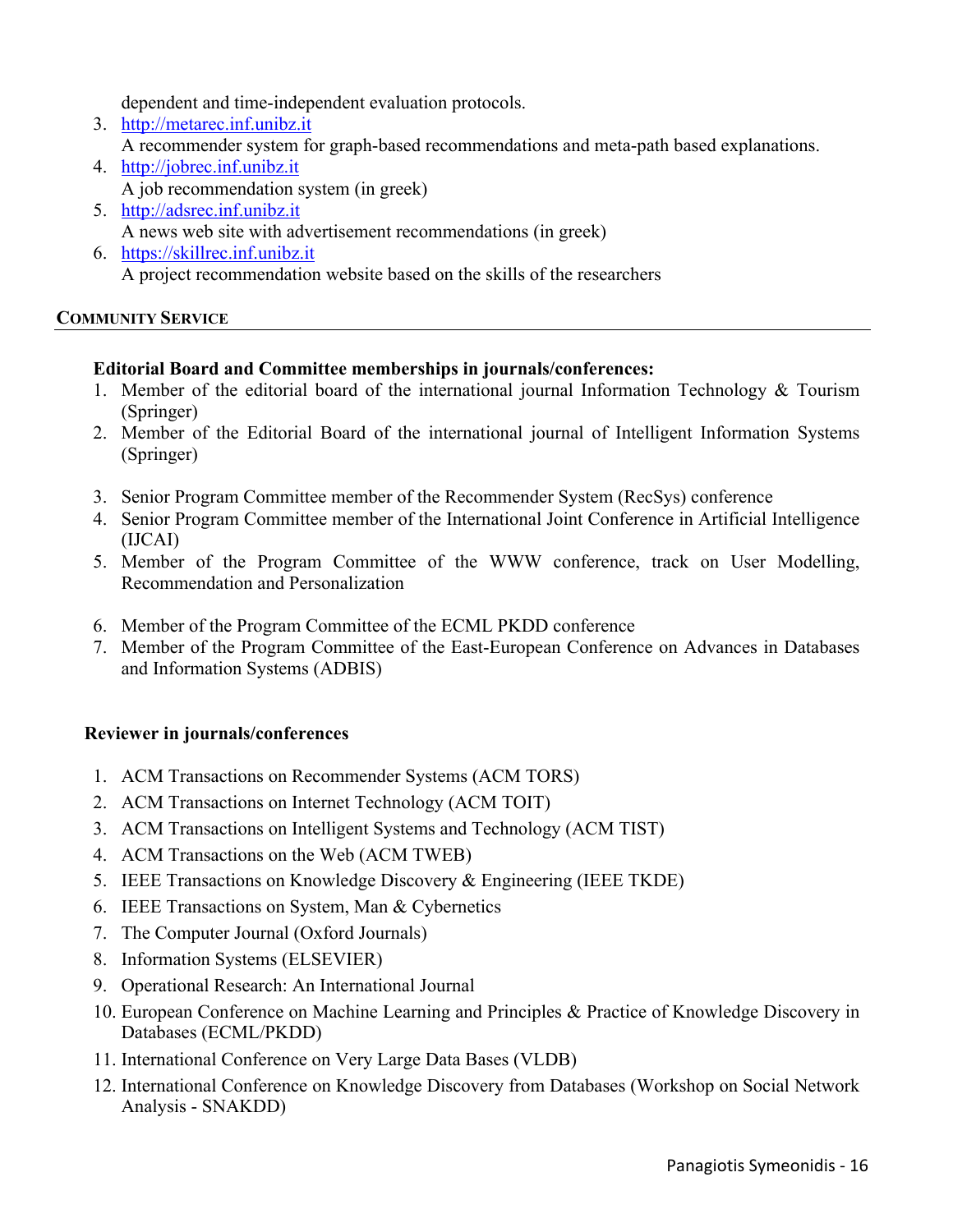dependent and time-independent evaluation protocols.

3. http://metarec.inf.unibz.it  
   A recommender system for graph-based recommendations and meta-path based explanations.
4. http://jobrec.inf.unibz.it  
   A job recommendation system (in greek)
5. http://adsrec.inf.unibz.it  
   A news web site with advertisement recommendations (in greek)
6. https://skillrec.inf.unibz.it  
   A project recommendation website based on the skills of the researchers

## Community Service

**Editorial Board and Committee memberships in journals/conferences:**

1. Member of the editorial board of the international journal Information Technology & Tourism (Springer)
2. Member of the Editorial Board of the international journal of Intelligent Information Systems (Springer)
3. Senior Program Committee member of the Recommender System (RecSys) conference
4. Senior Program Committee member of the International Joint Conference in Artificial Intelligence (IJCAI)
5. Member of the Program Committee of the WWW conference, track on User Modelling, Recommendation and Personalization
6. Member of the Program Committee of the ECML PKDD conference
7. Member of the Program Committee of the East-European Conference on Advances in Databases and Information Systems (ADBIS)

**Reviewer in journals/conferences**

1. ACM Transactions on Recommender Systems (ACM TORS)
2. ACM Transactions on Internet Technology (ACM TOIT)
3. ACM Transactions on Intelligent Systems and Technology (ACM TIST)
4. ACM Transactions on the Web (ACM TWEB)
5. IEEE Transactions on Knowledge Discovery & Engineering (IEEE TKDE)
6. IEEE Transactions on System, Man & Cybernetics
7. The Computer Journal (Oxford Journals)
8. Information Systems (ELSEVIER)
9. Operational Research: An International Journal
10. European Conference on Machine Learning and Principles & Practice of Knowledge Discovery in Databases (ECML/PKDD)
11. International Conference on Very Large Data Bases (VLDB)
12. International Conference on Knowledge Discovery from Databases (Workshop on Social Network Analysis - SNAKDD)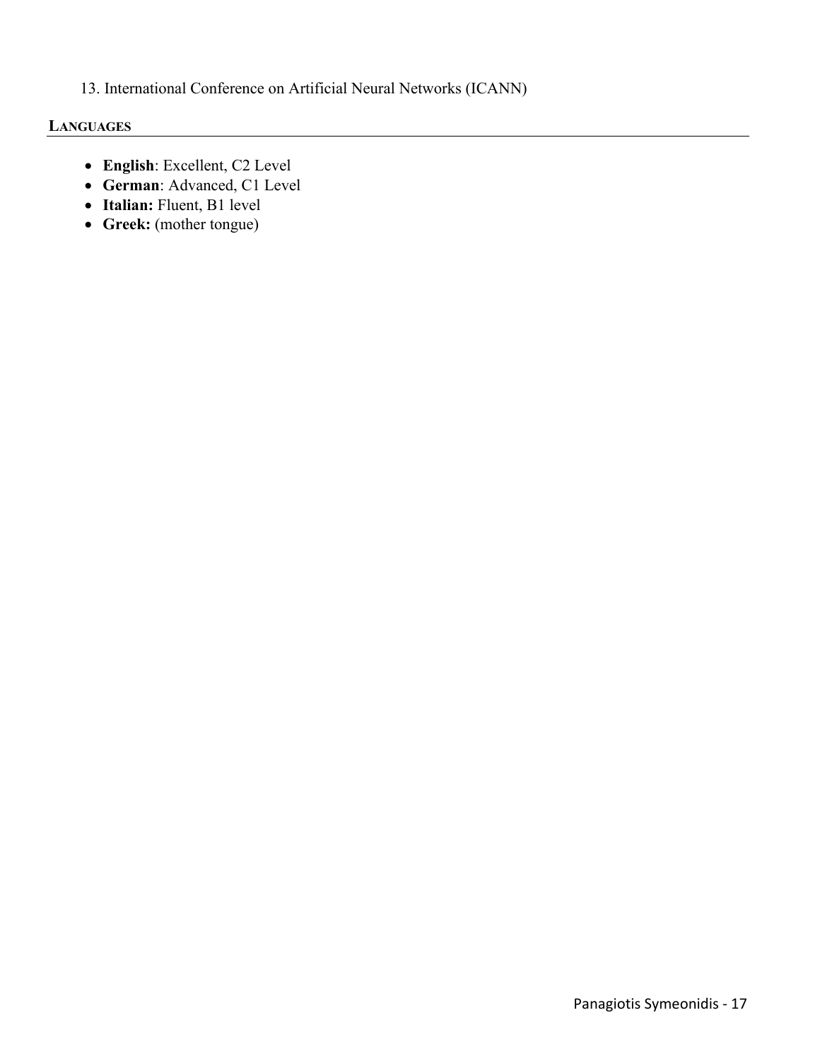13. International Conference on Artificial Neural Networks (ICANN)

## Languages

- **English**: Excellent, C2 Level
- **German**: Advanced, C1 Level
- **Italian:** Fluent, B1 level
- **Greek:** (mother tongue)